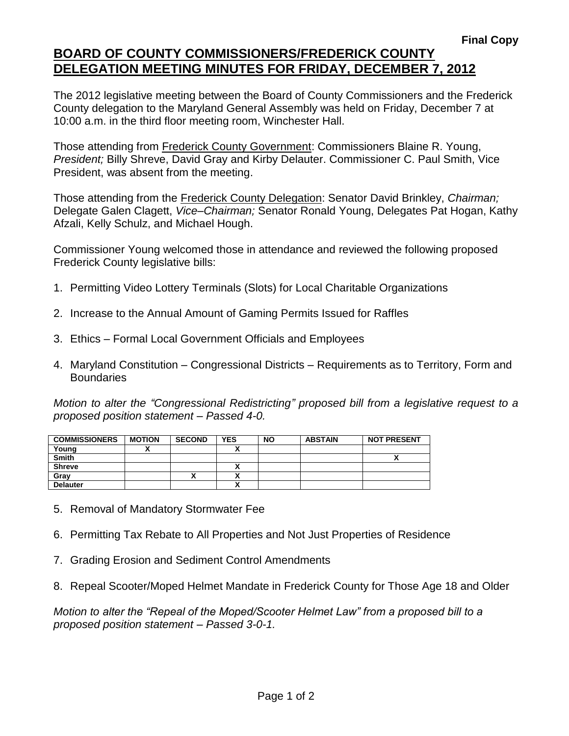**Final Copy**

# BOARD OF COUNTY COMMISSIONERS/FREDERICK COUNTY DELEGATION MEETING MINUTES FOR FRIDAY, DECEMBER 7, 2012

The 2012 legislative meeting between the Board of County Commissioners and the Frederick County delegation to the Maryland General Assembly was held on Friday, December 7 at 10:00 a.m. in the third floor meeting room, Winchester Hall.

Those attending from Frederick County Government: Commissioners Blaine R. Young, *President;* Billy Shreve, David Gray and Kirby Delauter. Commissioner C. Paul Smith, Vice President, was absent from the meeting.

Those attending from the Frederick County Delegation: Senator David Brinkley, *Chairman;* Delegate Galen Clagett, *Vice–Chairman;* Senator Ronald Young, Delegates Pat Hogan, Kathy Afzali, Kelly Schulz, and Michael Hough.

Commissioner Young welcomed those in attendance and reviewed the following proposed Frederick County legislative bills:

1. Permitting Video Lottery Terminals (Slots) for Local Charitable Organizations
2. Increase to the Annual Amount of Gaming Permits Issued for Raffles
3. Ethics – Formal Local Government Officials and Employees
4. Maryland Constitution – Congressional Districts – Requirements as to Territory, Form and Boundaries

*Motion to alter the "Congressional Redistricting" proposed bill from a legislative request to a proposed position statement – Passed 4-0.*

| COMMISSIONERS | MOTION | SECOND | YES | NO | ABSTAIN | NOT PRESENT |
|---|---|---|---|---|---|---|
| Young | X | | X | | | |
| Smith | | | | | | X |
| Shreve | | | X | | | |
| Gray | | X | X | | | |
| Delauter | | | X | | | |

5. Removal of Mandatory Stormwater Fee
6. Permitting Tax Rebate to All Properties and Not Just Properties of Residence
7. Grading Erosion and Sediment Control Amendments
8. Repeal Scooter/Moped Helmet Mandate in Frederick County for Those Age 18 and Older

*Motion to alter the "Repeal of the Moped/Scooter Helmet Law" from a proposed bill to a proposed position statement – Passed 3-0-1.*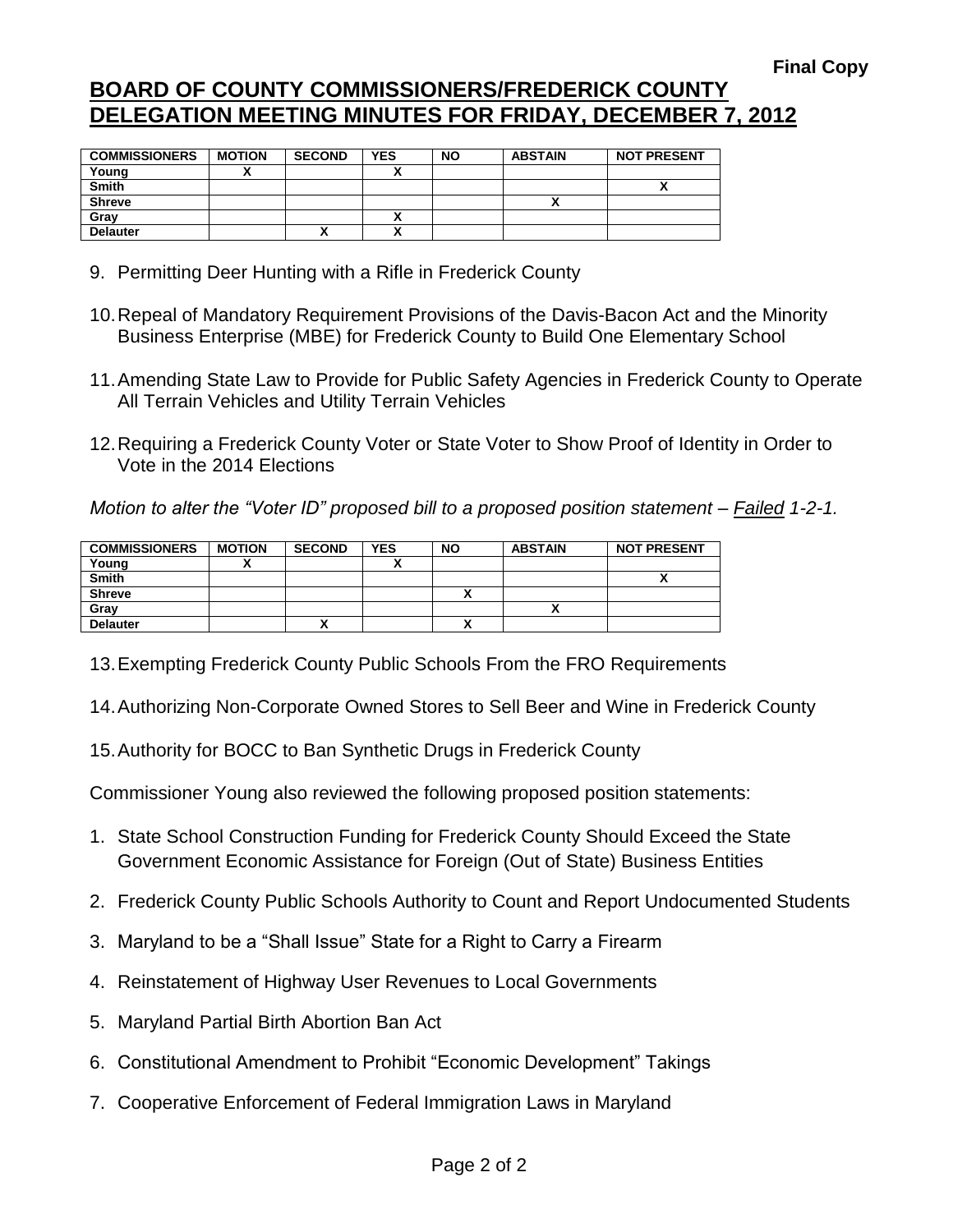Final Copy

# BOARD OF COUNTY COMMISSIONERS/FREDERICK COUNTY DELEGATION MEETING MINUTES FOR FRIDAY, DECEMBER 7, 2012

| COMMISSIONERS | MOTION | SECOND | YES | NO | ABSTAIN | NOT PRESENT |
|---|---|---|---|---|---|---|
| Young | X | | X | | | |
| Smith | | | | | | X |
| Shreve | | | | | X | |
| Gray | | | X | | | |
| Delauter | | X | X | | | |

9. Permitting Deer Hunting with a Rifle in Frederick County

10. Repeal of Mandatory Requirement Provisions of the Davis-Bacon Act and the Minority Business Enterprise (MBE) for Frederick County to Build One Elementary School

11. Amending State Law to Provide for Public Safety Agencies in Frederick County to Operate All Terrain Vehicles and Utility Terrain Vehicles

12. Requiring a Frederick County Voter or State Voter to Show Proof of Identity in Order to Vote in the 2014 Elections

*Motion to alter the "Voter ID" proposed bill to a proposed position statement – Failed 1-2-1.*

| COMMISSIONERS | MOTION | SECOND | YES | NO | ABSTAIN | NOT PRESENT |
|---|---|---|---|---|---|---|
| Young | X | | X | | | |
| Smith | | | | | | X |
| Shreve | | | | X | | |
| Gray | | | | | X | |
| Delauter | | X | | X | | |

13. Exempting Frederick County Public Schools From the FRO Requirements

14. Authorizing Non-Corporate Owned Stores to Sell Beer and Wine in Frederick County

15. Authority for BOCC to Ban Synthetic Drugs in Frederick County

Commissioner Young also reviewed the following proposed position statements:

1. State School Construction Funding for Frederick County Should Exceed the State Government Economic Assistance for Foreign (Out of State) Business Entities
2. Frederick County Public Schools Authority to Count and Report Undocumented Students
3. Maryland to be a "Shall Issue" State for a Right to Carry a Firearm
4. Reinstatement of Highway User Revenues to Local Governments
5. Maryland Partial Birth Abortion Ban Act
6. Constitutional Amendment to Prohibit "Economic Development" Takings
7. Cooperative Enforcement of Federal Immigration Laws in Maryland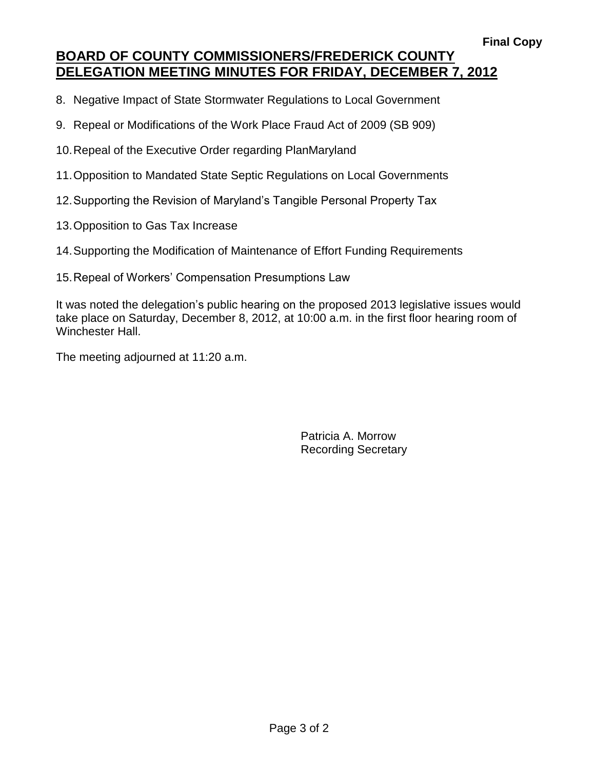**Final Copy**

# BOARD OF COUNTY COMMISSIONERS/FREDERICK COUNTY DELEGATION MEETING MINUTES FOR FRIDAY, DECEMBER 7, 2012

8. Negative Impact of State Stormwater Regulations to Local Government
9. Repeal or Modifications of the Work Place Fraud Act of 2009 (SB 909)
10. Repeal of the Executive Order regarding PlanMaryland
11. Opposition to Mandated State Septic Regulations on Local Governments
12. Supporting the Revision of Maryland's Tangible Personal Property Tax
13. Opposition to Gas Tax Increase
14. Supporting the Modification of Maintenance of Effort Funding Requirements
15. Repeal of Workers' Compensation Presumptions Law

It was noted the delegation's public hearing on the proposed 2013 legislative issues would take place on Saturday, December 8, 2012, at 10:00 a.m. in the first floor hearing room of Winchester Hall.

The meeting adjourned at 11:20 a.m.

Patricia A. Morrow
Recording Secretary